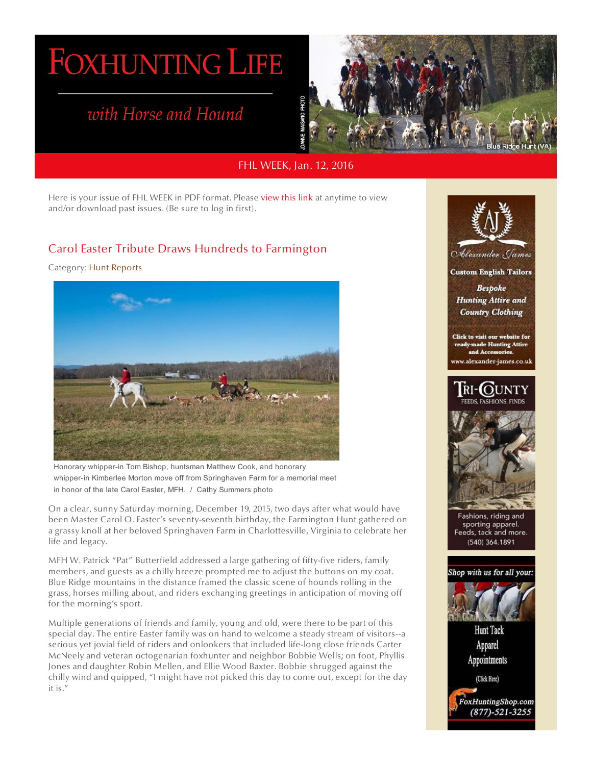# FOXHUNTING LIFE

*with Horse and Hound*

JOANNE MAISANO PHOTO

Blue Ridge Hunt (VA)

FHL WEEK, Jan. 12, 2016

Here is your issue of FHL WEEK in PDF format. Please view this link at anytime to view and/or download past issues. (Be sure to log in first).

## Carol Easter Tribute Draws Hundreds to Farmington

Category: Hunt Reports

Honorary whipper-in Tom Bishop, huntsman Matthew Cook, and honorary whipper-in Kimberlee Morton move off from Springhaven Farm for a memorial meet in honor of the late Carol Easter, MFH. / Cathy Summers photo

On a clear, sunny Saturday morning, December 19, 2015, two days after what would have been Master Carol O. Easter's seventy-seventh birthday, the Farmington Hunt gathered on a grassy knoll at her beloved Springhaven Farm in Charlottesville, Virginia to celebrate her life and legacy.

MFH W. Patrick "Pat" Butterfield addressed a large gathering of fifty-five riders, family members, and guests as a chilly breeze prompted me to adjust the buttons on my coat. Blue Ridge mountains in the distance framed the classic scene of hounds rolling in the grass, horses milling about, and riders exchanging greetings in anticipation of moving off for the morning's sport.

Multiple generations of friends and family, young and old, were there to be part of this special day. The entire Easter family was on hand to welcome a steady stream of visitors--a serious yet jovial field of riders and onlookers that included life-long close friends Carter McNeely and veteran octogenarian foxhunter and neighbor Bobbie Wells; on foot, Phyllis Jones and daughter Robin Mellen, and Ellie Wood Baxter. Bobbie shrugged against the chilly wind and quipped, "I might have not picked this day to come out, except for the day it is."

---

Alexander James

Custom English Tailors

*Bespoke Hunting Attire and Country Clothing*

Click to visit our website for ready-made Hunting Attire and Accessories.

www.alexander-james.co.uk

---

TRI-COUNTY

FEEDS, FASHIONS, FINDS

Fashions, riding and sporting apparel. Feeds, tack and more. (540) 364.1891

---

*Shop with us for all your:*

Hunt Tack

Apparel

Appointments

(Click Here)

*FoxHuntingShop.com*

*(877)-521-3255*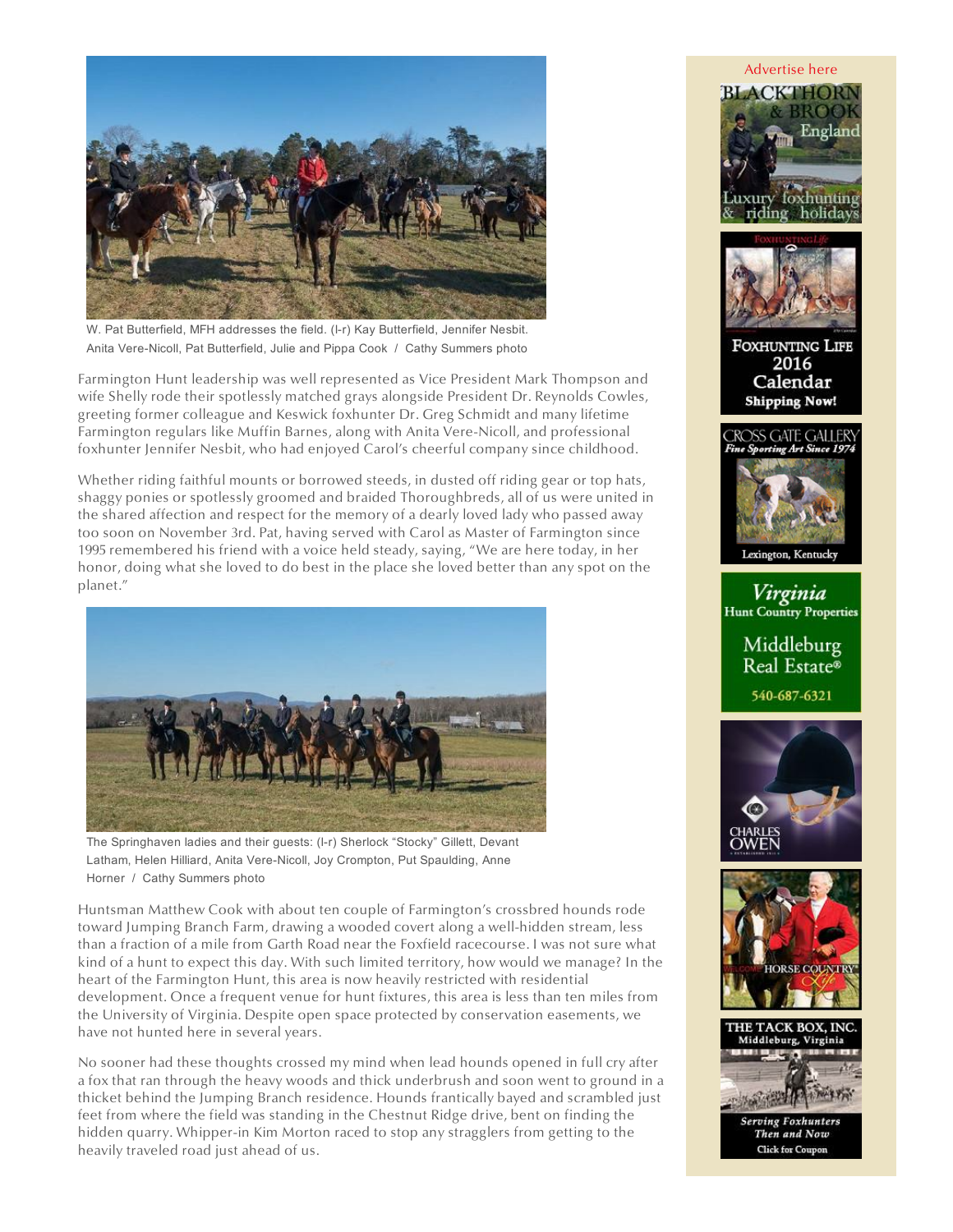W. Pat Butterfield, MFH addresses the field. (l-r) Kay Butterfield, Jennifer Nesbit. Anita Vere-Nicoll, Pat Butterfield, Julie and Pippa Cook / Cathy Summers photo

Farmington Hunt leadership was well represented as Vice President Mark Thompson and wife Shelly rode their spotlessly matched grays alongside President Dr. Reynolds Cowles, greeting former colleague and Keswick foxhunter Dr. Greg Schmidt and many lifetime Farmington regulars like Muffin Barnes, along with Anita Vere-Nicoll, and professional foxhunter Jennifer Nesbit, who had enjoyed Carol's cheerful company since childhood.

Whether riding faithful mounts or borrowed steeds, in dusted off riding gear or top hats, shaggy ponies or spotlessly groomed and braided Thoroughbreds, all of us were united in the shared affection and respect for the memory of a dearly loved lady who passed away too soon on November 3rd. Pat, having served with Carol as Master of Farmington since 1995 remembered his friend with a voice held steady, saying, "We are here today, in her honor, doing what she loved to do best in the place she loved better than any spot on the planet."

The Springhaven ladies and their guests: (l-r) Sherlock "Stocky" Gillett, Devant Latham, Helen Hilliard, Anita Vere-Nicoll, Joy Crompton, Put Spaulding, Anne Horner / Cathy Summers photo

Huntsman Matthew Cook with about ten couple of Farmington's crossbred hounds rode toward Jumping Branch Farm, drawing a wooded covert along a well-hidden stream, less than a fraction of a mile from Garth Road near the Foxfield racecourse. I was not sure what kind of a hunt to expect this day. With such limited territory, how would we manage? In the heart of the Farmington Hunt, this area is now heavily restricted with residential development. Once a frequent venue for hunt fixtures, this area is less than ten miles from the University of Virginia. Despite open space protected by conservation easements, we have not hunted here in several years.

No sooner had these thoughts crossed my mind when lead hounds opened in full cry after a fox that ran through the heavy woods and thick underbrush and soon went to ground in a thicket behind the Jumping Branch residence. Hounds frantically bayed and scrambled just feet from where the field was standing in the Chestnut Ridge drive, bent on finding the hidden quarry. Whipper-in Kim Morton raced to stop any stragglers from getting to the heavily traveled road just ahead of us.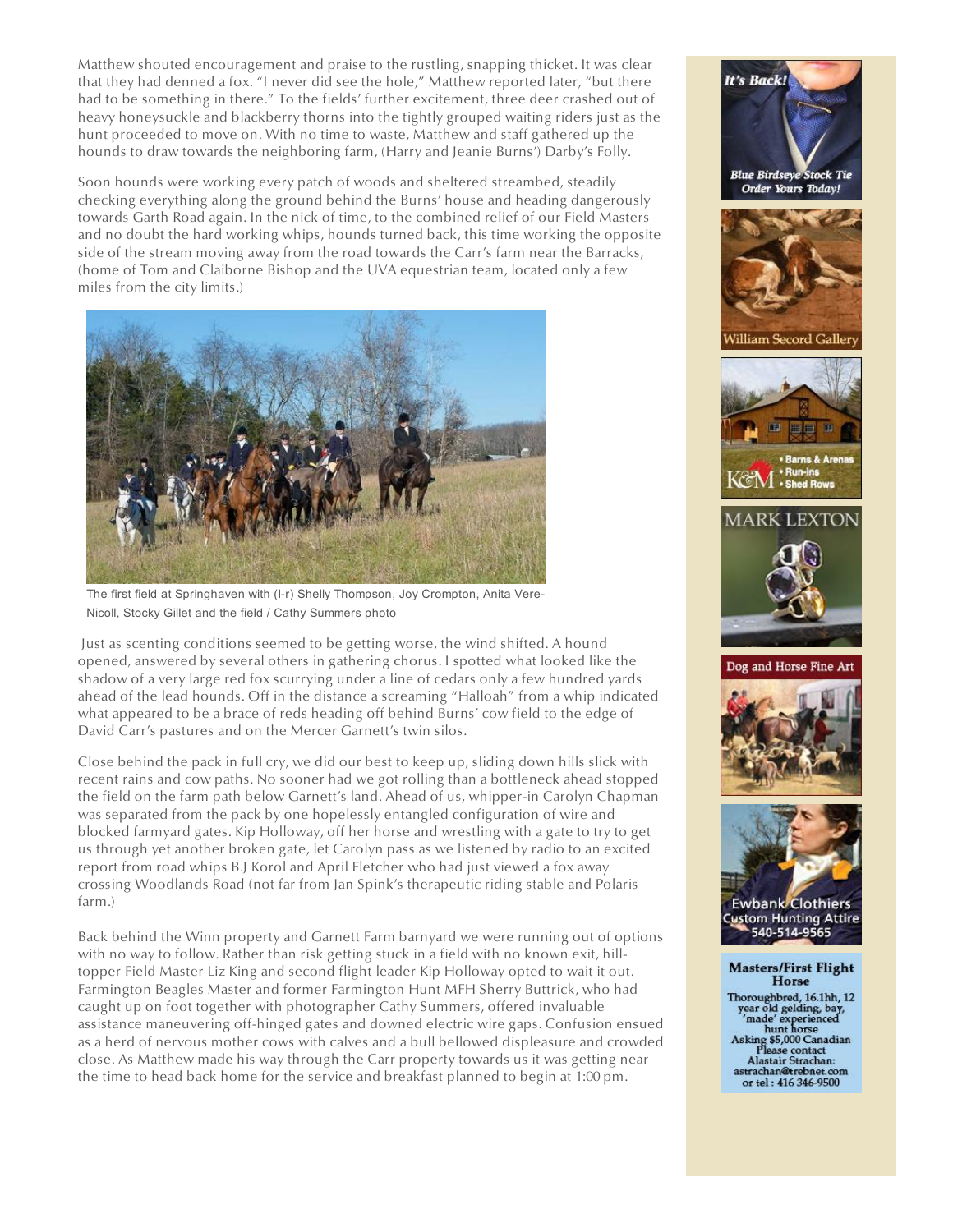Matthew shouted encouragement and praise to the rustling, snapping thicket. It was clear that they had denned a fox. "I never did see the hole," Matthew reported later, "but there had to be something in there." To the fields' further excitement, three deer crashed out of heavy honeysuckle and blackberry thorns into the tightly grouped waiting riders just as the hunt proceeded to move on. With no time to waste, Matthew and staff gathered up the hounds to draw towards the neighboring farm, (Harry and Jeanie Burns') Darby's Folly.

Soon hounds were working every patch of woods and sheltered streambed, steadily checking everything along the ground behind the Burns' house and heading dangerously towards Garth Road again. In the nick of time, to the combined relief of our Field Masters and no doubt the hard working whips, hounds turned back, this time working the opposite side of the stream moving away from the road towards the Carr's farm near the Barracks, (home of Tom and Claiborne Bishop and the UVA equestrian team, located only a few miles from the city limits.)

The first field at Springhaven with (l-r) Shelly Thompson, Joy Crompton, Anita Vere-Nicoll, Stocky Gillet and the field / Cathy Summers photo

Just as scenting conditions seemed to be getting worse, the wind shifted. A hound opened, answered by several others in gathering chorus. I spotted what looked like the shadow of a very large red fox scurrying under a line of cedars only a few hundred yards ahead of the lead hounds. Off in the distance a screaming "Halloah" from a whip indicated what appeared to be a brace of reds heading off behind Burns' cow field to the edge of David Carr's pastures and on the Mercer Garnett's twin silos.

Close behind the pack in full cry, we did our best to keep up, sliding down hills slick with recent rains and cow paths. No sooner had we got rolling than a bottleneck ahead stopped the field on the farm path below Garnett's land. Ahead of us, whipper-in Carolyn Chapman was separated from the pack by one hopelessly entangled configuration of wire and blocked farmyard gates. Kip Holloway, off her horse and wrestling with a gate to try to get us through yet another broken gate, let Carolyn pass as we listened by radio to an excited report from road whips B.J Korol and April Fletcher who had just viewed a fox away crossing Woodlands Road (not far from Jan Spink's therapeutic riding stable and Polaris farm.)

Back behind the Winn property and Garnett Farm barnyard we were running out of options with no way to follow. Rather than risk getting stuck in a field with no known exit, hill-topper Field Master Liz King and second flight leader Kip Holloway opted to wait it out. Farmington Beagles Master and former Farmington Hunt MFH Sherry Buttrick, who had caught up on foot together with photographer Cathy Summers, offered invaluable assistance maneuvering off-hinged gates and downed electric wire gaps. Confusion ensued as a herd of nervous mother cows with calves and a bull bellowed displeasure and crowded close. As Matthew made his way through the Carr property towards us it was getting near the time to head back home for the service and breakfast planned to begin at 1:00 pm.

*It's Back!* *Blue Birdseye Stock Tie Order Yours Today!*

William Secord Gallery

K&M • Barns & Arenas • Run-ins • Shed Rows

MARK LEXTON

Dog and Horse Fine Art

Ewbank Clothiers Custom Hunting Attire 540-514-9565

**Masters/First Flight Horse**

Thoroughbred, 16.1hh, 12 year old gelding, bay, 'made' experienced hunt horse
Asking $5,000 Canadian
Please contact Alastair Strachan:
astrachan@trebnet.com
or tel : 416 346-9500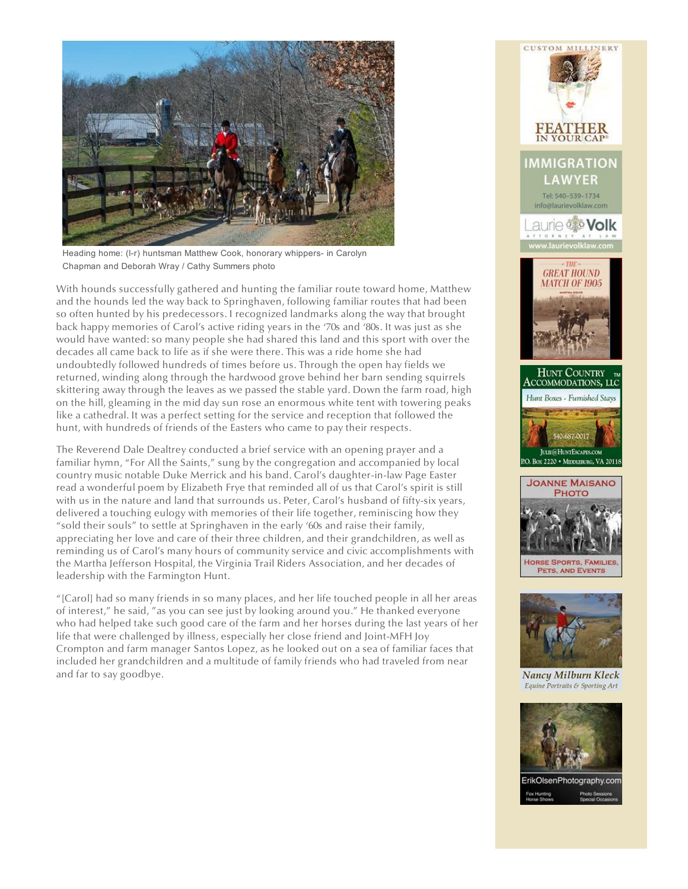Heading home: (l-r) huntsman Matthew Cook, honorary whippers- in Carolyn Chapman and Deborah Wray / Cathy Summers photo

With hounds successfully gathered and hunting the familiar route toward home, Matthew and the hounds led the way back to Springhaven, following familiar routes that had been so often hunted by his predecessors. I recognized landmarks along the way that brought back happy memories of Carol's active riding years in the '70s and '80s. It was just as she would have wanted: so many people she had shared this land and this sport with over the decades all came back to life as if she were there. This was a ride home she had undoubtedly followed hundreds of times before us. Through the open hay fields we returned, winding along through the hardwood grove behind her barn sending squirrels skittering away through the leaves as we passed the stable yard. Down the farm road, high on the hill, gleaming in the mid day sun rose an enormous white tent with towering peaks like a cathedral. It was a perfect setting for the service and reception that followed the hunt, with hundreds of friends of the Easters who came to pay their respects.

The Reverend Dale Dealtrey conducted a brief service with an opening prayer and a familiar hymn, "For All the Saints," sung by the congregation and accompanied by local country music notable Duke Merrick and his band. Carol's daughter-in-law Page Easter read a wonderful poem by Elizabeth Frye that reminded all of us that Carol's spirit is still with us in the nature and land that surrounds us. Peter, Carol's husband of fifty-six years, delivered a touching eulogy with memories of their life together, reminiscing how they "sold their souls" to settle at Springhaven in the early '60s and raise their family, appreciating her love and care of their three children, and their grandchildren, as well as reminding us of Carol's many hours of community service and civic accomplishments with the Martha Jefferson Hospital, the Virginia Trail Riders Association, and her decades of leadership with the Farmington Hunt.

"[Carol] had so many friends in so many places, and her life touched people in all her areas of interest," he said, "as you can see just by looking around you." He thanked everyone who had helped take such good care of the farm and her horses during the last years of her life that were challenged by illness, especially her close friend and Joint-MFH Joy Crompton and farm manager Santos Lopez, as he looked out on a sea of familiar faces that included her grandchildren and a multitude of family friends who had traveled from near and far to say goodbye.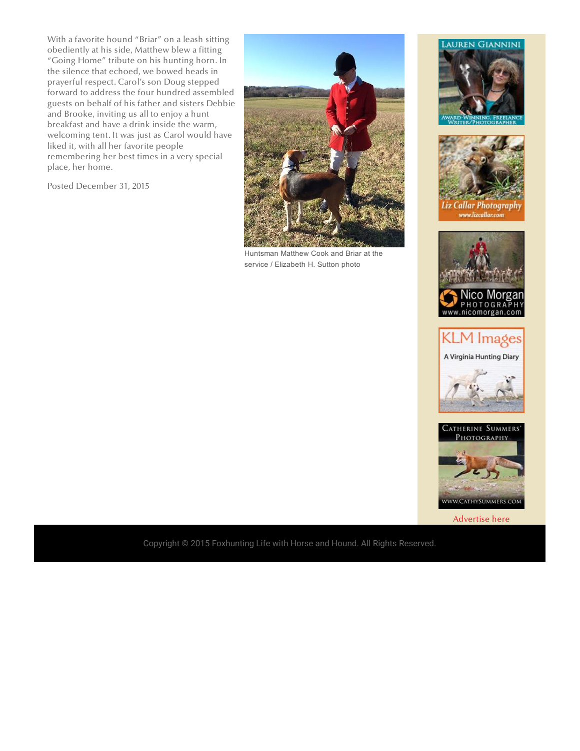With a favorite hound "Briar" on a leash sitting obediently at his side, Matthew blew a fitting "Going Home" tribute on his hunting horn. In the silence that echoed, we bowed heads in prayerful respect. Carol's son Doug stepped forward to address the four hundred assembled guests on behalf of his father and sisters Debbie and Brooke, inviting us all to enjoy a hunt breakfast and have a drink inside the warm, welcoming tent. It was just as Carol would have liked it, with all her favorite people remembering her best times in a very special place, her home.

Posted December 31, 2015

Huntsman Matthew Cook and Briar at the service / Elizabeth H. Sutton photo

Lauren Giannini — Award-Winning, Freelance Writer/Photographer

Liz Callar Photography — www.lizcallar.com

Nico Morgan Photography — www.nicomorgan.com

KLM Images — A Virginia Hunting Diary

Catherine Summers' Photography — www.CathySummers.com

Advertise here

Copyright © 2015 Foxhunting Life with Horse and Hound. All Rights Reserved.